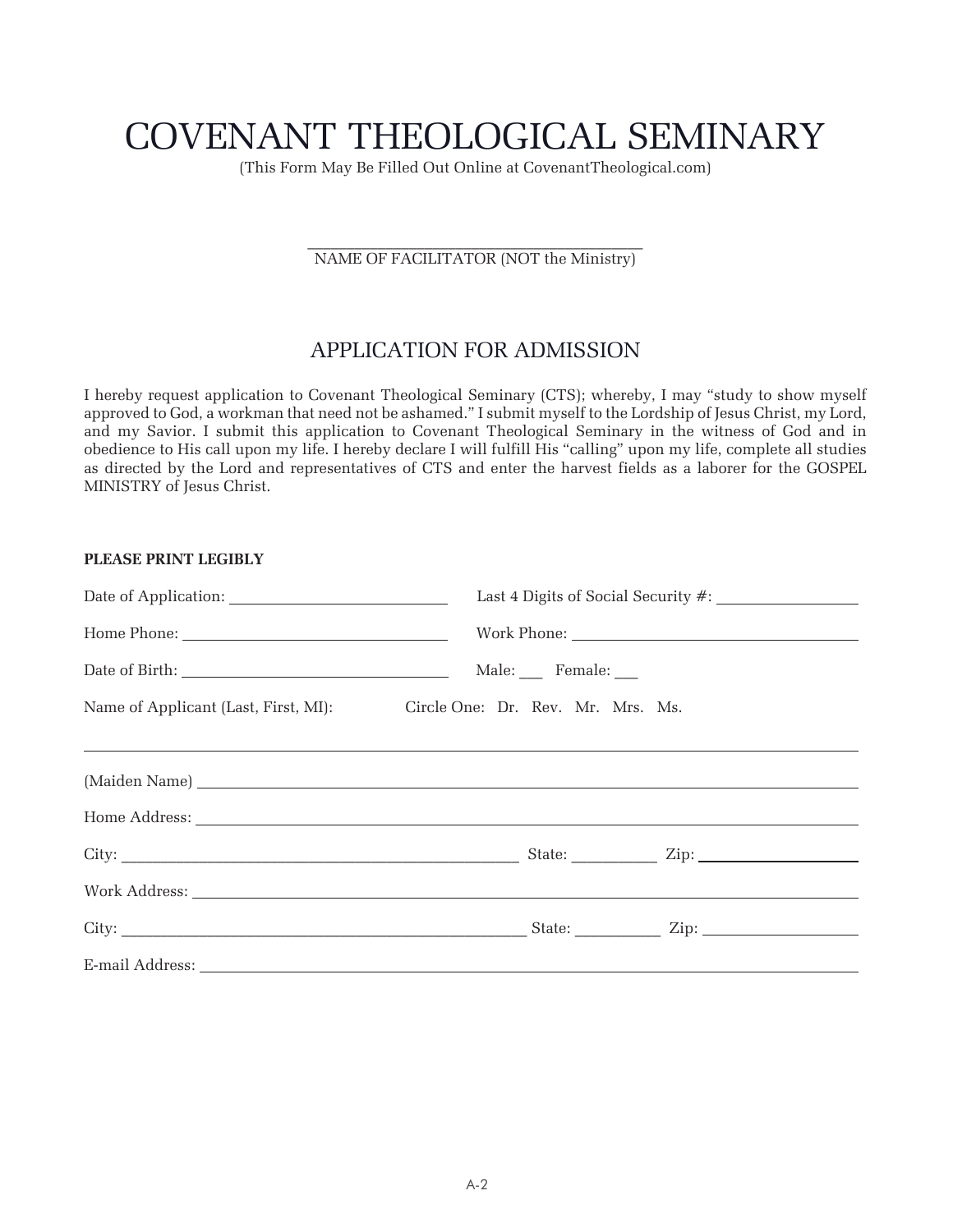# COVENANT THEOLOGICAL SEMINARY

(This Form May Be Filled Out Online at CovenantTheological.com)

\_\_\_\_\_\_\_\_\_\_\_\_\_\_\_\_\_\_\_\_\_\_\_\_\_\_\_\_\_\_\_\_\_\_\_\_

NAME OF FACILITATOR (NOT the Ministry)

## APPLICATION FOR ADMISSION

I hereby request application to Covenant Theological Seminary (CTS); whereby, I may "study to show myself approved to God, a workman that need not be ashamed." I submit myself to the Lordship of Jesus Christ, my Lord, and my Savior. I submit this application to Covenant Theological Seminary in the witness of God and in obedience to His call upon my life. I hereby declare I will fulfill His "calling" upon my life, complete all studies as directed by the Lord and representatives of CTS and enter the harvest fields as a laborer for the GOSPEL MINISTRY of Jesus Christ.

**PLEASE PRINT LEGIBLY**

Date of Application: \_\_\_\_\_\_\_\_\_\_\_\_\_\_\_\_\_\_\_\_ Last 4 Digits of Social Security #: \_\_\_\_\_\_\_\_\_\_\_\_\_\_

Home Phone: \_\_\_\_\_\_\_\_\_\_\_\_\_\_\_\_\_\_\_\_ Work Phone: \_\_\_\_\_\_\_\_\_\_\_\_\_\_\_\_\_\_\_\_

Date of Birth: \_\_\_\_\_\_\_\_\_\_\_\_\_\_\_\_\_\_\_\_ Male: \_\_\_ Female: \_\_\_

Name of Applicant (Last, First, MI): Circle One: Dr. Rev. Mr. Mrs. Ms.

\_\_\_\_\_\_\_\_\_\_\_\_\_\_\_\_\_\_\_\_\_\_\_\_\_\_\_\_\_\_\_\_\_\_\_\_\_\_\_\_\_\_\_\_\_\_\_\_\_\_\_\_

(Maiden Name) \_\_\_\_\_\_\_\_\_\_\_\_\_\_\_\_\_\_\_\_\_\_\_\_\_\_\_\_\_\_\_\_\_\_\_\_\_\_\_\_

Home Address: \_\_\_\_\_\_\_\_\_\_\_\_\_\_\_\_\_\_\_\_\_\_\_\_\_\_\_\_\_\_\_\_\_\_\_\_\_\_\_\_

City: \_\_\_\_\_\_\_\_\_\_\_\_\_\_\_\_\_\_\_\_\_\_\_\_\_\_\_\_ State: \_\_\_\_\_\_\_\_ Zip: \_\_\_\_\_\_\_\_\_\_\_\_

Work Address: \_\_\_\_\_\_\_\_\_\_\_\_\_\_\_\_\_\_\_\_\_\_\_\_\_\_\_\_\_\_\_\_\_\_\_\_\_\_\_\_

City: \_\_\_\_\_\_\_\_\_\_\_\_\_\_\_\_\_\_\_\_\_\_\_\_\_\_\_\_ State: \_\_\_\_\_\_\_\_ Zip: \_\_\_\_\_\_\_\_\_\_\_\_

E-mail Address: \_\_\_\_\_\_\_\_\_\_\_\_\_\_\_\_\_\_\_\_\_\_\_\_\_\_\_\_\_\_\_\_\_\_\_\_\_\_\_\_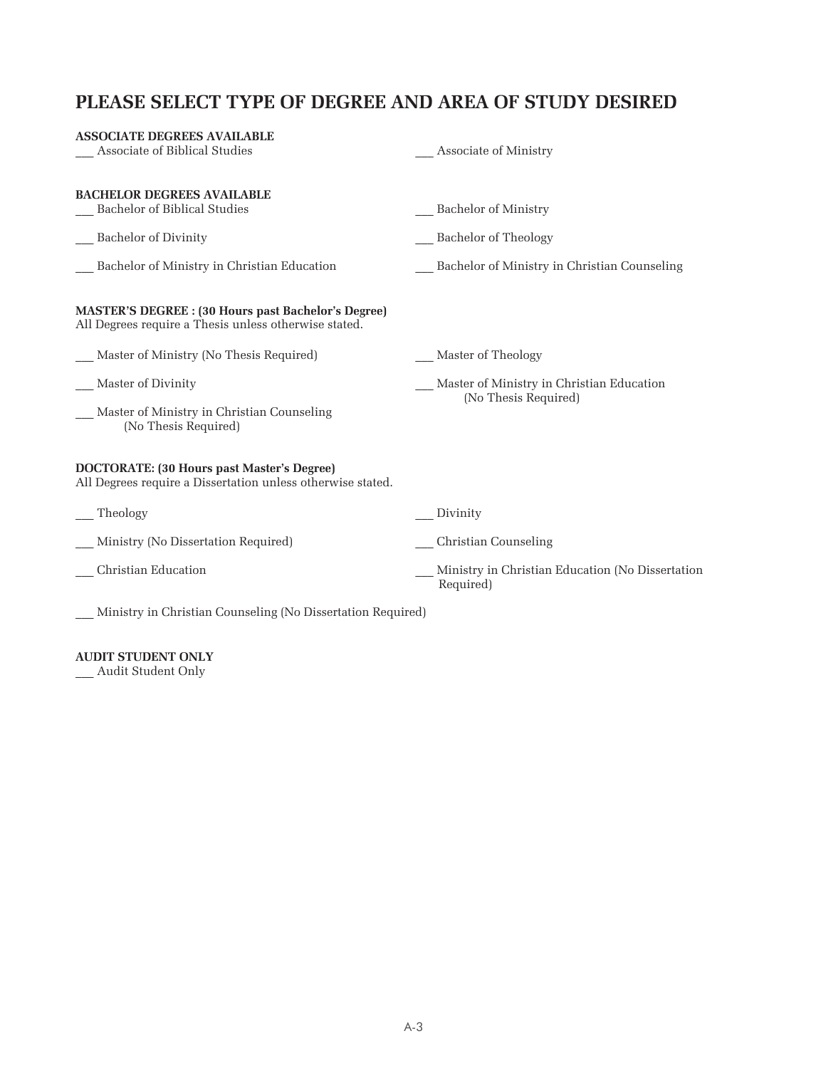# PLEASE SELECT TYPE OF DEGREE AND AREA OF STUDY DESIRED

**ASSOCIATE DEGREES AVAILABLE**

___ Associate of Biblical Studies

___ Associate of Ministry

**BACHELOR DEGREES AVAILABLE**

___ Bachelor of Biblical Studies

___ Bachelor of Ministry

___ Bachelor of Divinity

___ Bachelor of Theology

___ Bachelor of Ministry in Christian Education

___ Bachelor of Ministry in Christian Counseling

**MASTER'S DEGREE : (30 Hours past Bachelor's Degree)**
All Degrees require a Thesis unless otherwise stated.

___ Master of Ministry (No Thesis Required)

___ Master of Theology

___ Master of Divinity

___ Master of Ministry in Christian Education (No Thesis Required)

___ Master of Ministry in Christian Counseling (No Thesis Required)

**DOCTORATE: (30 Hours past Master's Degree)**
All Degrees require a Dissertation unless otherwise stated.

___ Theology

___ Divinity

___ Ministry (No Dissertation Required)

___ Christian Counseling

___ Christian Education

___ Ministry in Christian Education (No Dissertation Required)

___ Ministry in Christian Counseling (No Dissertation Required)

**AUDIT STUDENT ONLY**

___ Audit Student Only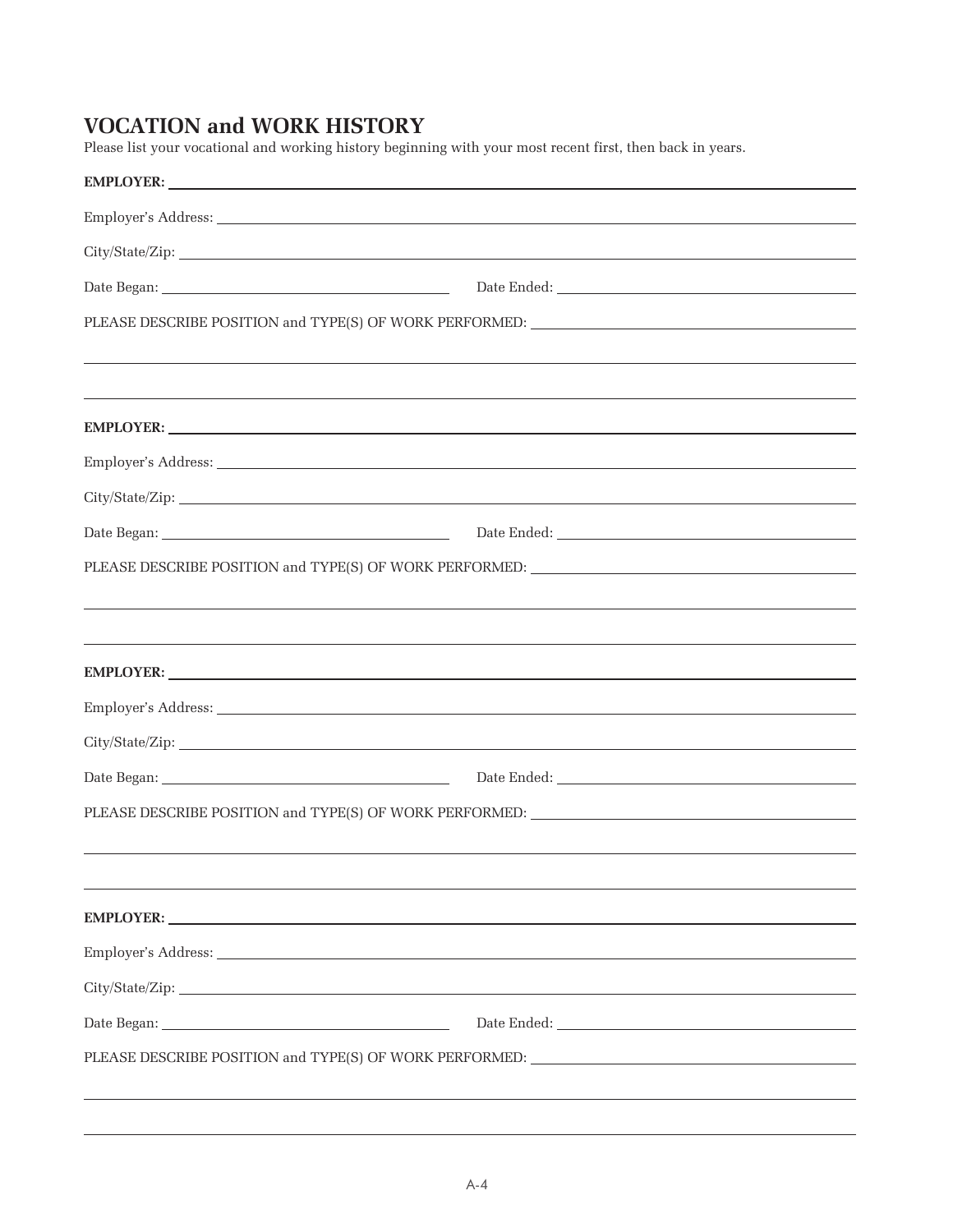## VOCATION and WORK HISTORY

Please list your vocational and working history beginning with your most recent first, then back in years.

**EMPLOYER:** ______________________________

Employer's Address: ______________________________

City/State/Zip: ______________________________

Date Began: ____________________ Date Ended: ____________________

PLEASE DESCRIBE POSITION and TYPE(S) OF WORK PERFORMED: ______________________________

______________________________

______________________________

**EMPLOYER:** ______________________________

Employer's Address: ______________________________

City/State/Zip: ______________________________

Date Began: ____________________ Date Ended: ____________________

PLEASE DESCRIBE POSITION and TYPE(S) OF WORK PERFORMED: ______________________________

______________________________

______________________________

**EMPLOYER:** ______________________________

Employer's Address: ______________________________

City/State/Zip: ______________________________

Date Began: ____________________ Date Ended: ____________________

PLEASE DESCRIBE POSITION and TYPE(S) OF WORK PERFORMED: ______________________________

______________________________

______________________________

**EMPLOYER:** ______________________________

Employer's Address: ______________________________

City/State/Zip: ______________________________

Date Began: ____________________ Date Ended: ____________________

PLEASE DESCRIBE POSITION and TYPE(S) OF WORK PERFORMED: ______________________________

______________________________

______________________________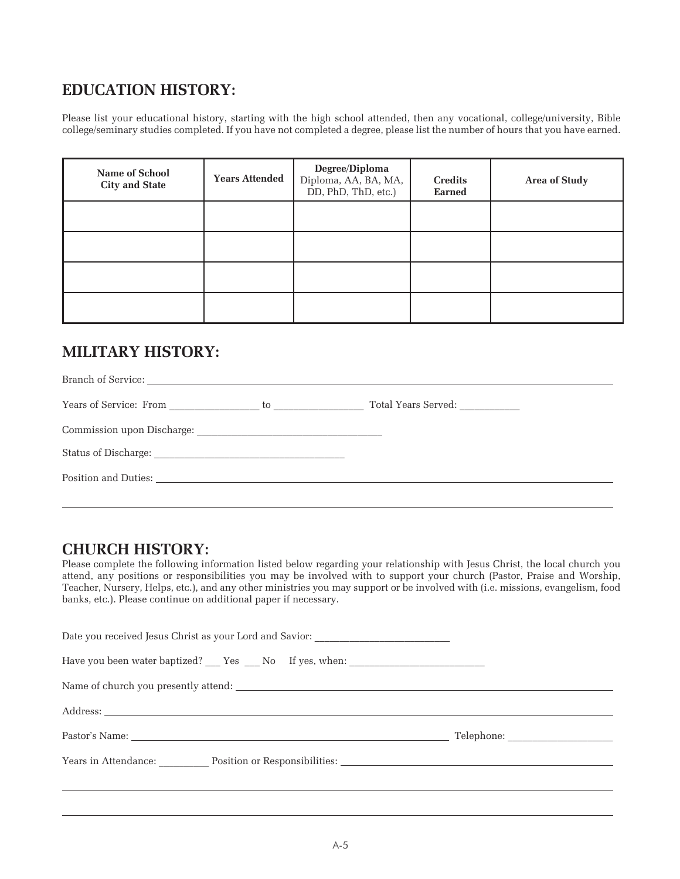## EDUCATION HISTORY:

Please list your educational history, starting with the high school attended, then any vocational, college/university, Bible college/seminary studies completed. If you have not completed a degree, please list the number of hours that you have earned.

| Name of School City and State | Years Attended | Degree/Diploma Diploma, AA, BA, MA, DD, PhD, ThD, etc.) | Credits Earned | Area of Study |
|---|---|---|---|---|
| | | | | |
| | | | | |
| | | | | |
| | | | | |

## MILITARY HISTORY:

Branch of Service: ___________________________________________

Years of Service: From _______________ to _______________ Total Years Served: __________

Commission upon Discharge: ______________________________

Status of Discharge: ______________________________

Position and Duties: ___________________________________________

___________________________________________

## CHURCH HISTORY:

Please complete the following information listed below regarding your relationship with Jesus Christ, the local church you attend, any positions or responsibilities you may be involved with to support your church (Pastor, Praise and Worship, Teacher, Nursery, Helps, etc.), and any other ministries you may support or be involved with (i.e. missions, evangelism, food banks, etc.). Please continue on additional paper if necessary.

Date you received Jesus Christ as your Lord and Savior: ______________________

Have you been water baptized? ___ Yes ___ No If yes, when: ______________________

Name of church you presently attend: ___________________________________________

Address: ___________________________________________

Pastor's Name: ______________________________ Telephone: __________________

Years in Attendance: _________ Position or Responsibilities: ______________________________

___________________________________________

___________________________________________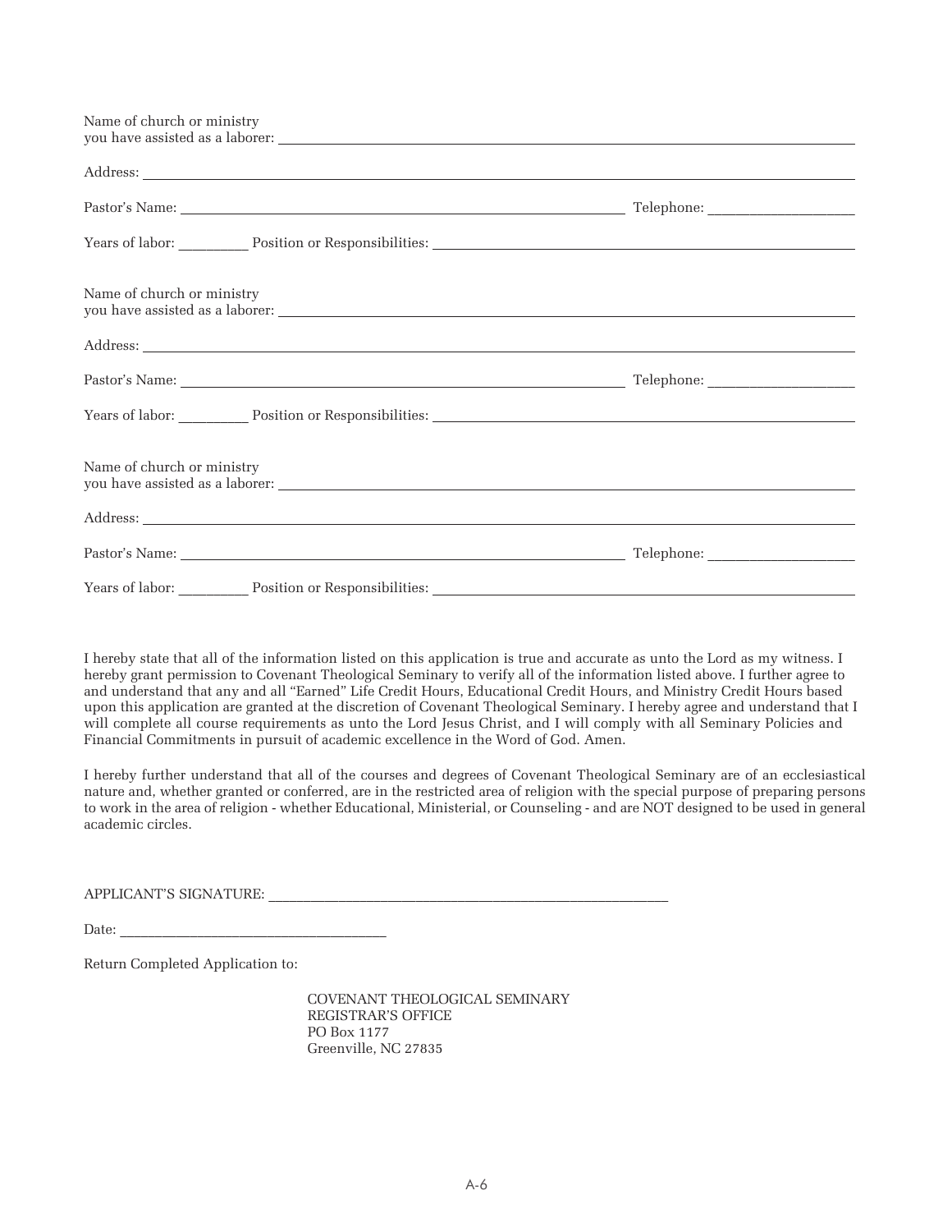Name of church or ministry
you have assisted as a laborer: ______________________________

Address: ______________________________

Pastor's Name: ______________________________ Telephone: ____________

Years of labor: ________ Position or Responsibilities: ______________________________

Name of church or ministry
you have assisted as a laborer: ______________________________

Address: ______________________________

Pastor's Name: ______________________________ Telephone: ____________

Years of labor: ________ Position or Responsibilities: ______________________________

Name of church or ministry
you have assisted as a laborer: ______________________________

Address: ______________________________

Pastor's Name: ______________________________ Telephone: ____________

Years of labor: ________ Position or Responsibilities: ______________________________

I hereby state that all of the information listed on this application is true and accurate as unto the Lord as my witness. I hereby grant permission to Covenant Theological Seminary to verify all of the information listed above. I further agree to and understand that any and all "Earned" Life Credit Hours, Educational Credit Hours, and Ministry Credit Hours based upon this application are granted at the discretion of Covenant Theological Seminary. I hereby agree and understand that I will complete all course requirements as unto the Lord Jesus Christ, and I will comply with all Seminary Policies and Financial Commitments in pursuit of academic excellence in the Word of God. Amen.

I hereby further understand that all of the courses and degrees of Covenant Theological Seminary are of an ecclesiastical nature and, whether granted or conferred, are in the restricted area of religion with the special purpose of preparing persons to work in the area of religion - whether Educational, Ministerial, or Counseling - and are NOT designed to be used in general academic circles.

APPLICANT'S SIGNATURE: ______________________________

Date: ______________________________

Return Completed Application to:

COVENANT THEOLOGICAL SEMINARY
REGISTRAR'S OFFICE
PO Box 1177
Greenville, NC 27835